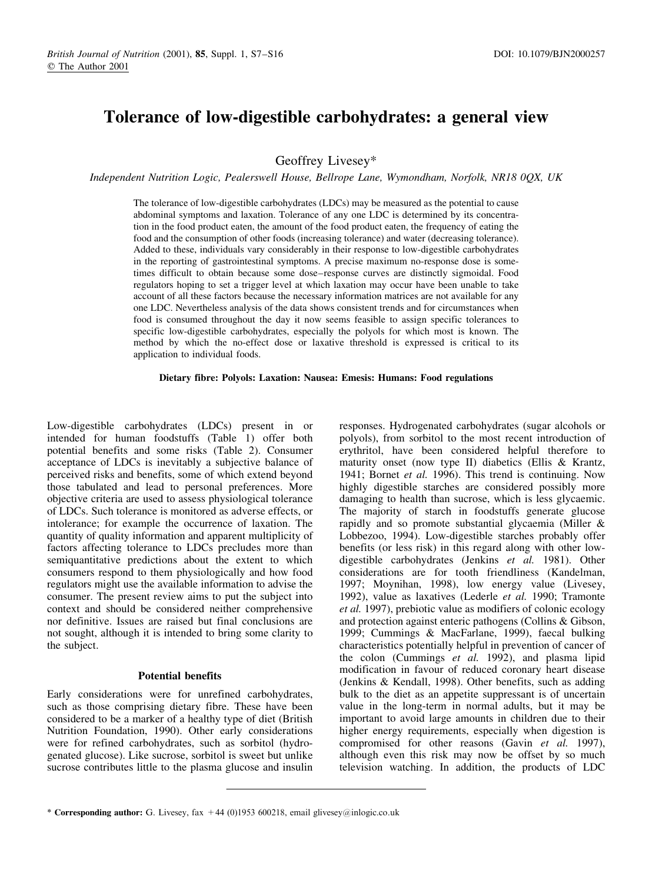# Tolerance of low-digestible carbohydrates: a general view

Geoffrey Livesey*

*Independent Nutrition Logic, Pealerswell House, Bellrope Lane, Wymondham, Norfolk, NR18 0QX, UK*

The tolerance of low-digestible carbohydrates (LDCs) may be measured as the potential to cause abdominal symptoms and laxation. Tolerance of any one LDC is determined by its concentration in the food product eaten, the amount of the food product eaten, the frequency of eating the food and the consumption of other foods (increasing tolerance) and water (decreasing tolerance). Added to these, individuals vary considerably in their response to low-digestible carbohydrates in the reporting of gastrointestinal symptoms. A precise maximum no-response dose is sometimes difficult to obtain because some dose–response curves are distinctly sigmoidal. Food regulators hoping to set a trigger level at which laxation may occur have been unable to take account of all these factors because the necessary information matrices are not available for any one LDC. Nevertheless analysis of the data shows consistent trends and for circumstances when food is consumed throughout the day it now seems feasible to assign specific tolerances to specific low-digestible carbohydrates, especially the polyols for which most is known. The method by which the no-effect dose or laxative threshold is expressed is critical to its application to individual foods.

**Dietary fibre: Polyols: Laxation: Nausea: Emesis: Humans: Food regulations**

Low-digestible carbohydrates (LDCs) present in or intended for human foodstuffs (Table 1) offer both potential benefits and some risks (Table 2). Consumer acceptance of LDCs is inevitably a subjective balance of perceived risks and benefits, some of which extend beyond those tabulated and lead to personal preferences. More objective criteria are used to assess physiological tolerance of LDCs. Such tolerance is monitored as adverse effects, or intolerance; for example the occurrence of laxation. The quantity of quality information and apparent multiplicity of factors affecting tolerance to LDCs precludes more than semiquantitative predictions about the extent to which consumers respond to them physiologically and how food regulators might use the available information to advise the consumer. The present review aims to put the subject into context and should be considered neither comprehensive nor definitive. Issues are raised but final conclusions are not sought, although it is intended to bring some clarity to the subject.

## Potential benefits

Early considerations were for unrefined carbohydrates, such as those comprising dietary fibre. These have been considered to be a marker of a healthy type of diet (British Nutrition Foundation, 1990). Other early considerations were for refined carbohydrates, such as sorbitol (hydrogenated glucose). Like sucrose, sorbitol is sweet but unlike sucrose contributes little to the plasma glucose and insulin responses. Hydrogenated carbohydrates (sugar alcohols or polyols), from sorbitol to the most recent introduction of erythritol, have been considered helpful therefore to maturity onset (now type II) diabetics (Ellis & Krantz, 1941; Bornet *et al.* 1996). This trend is continuing. Now highly digestible starches are considered possibly more damaging to health than sucrose, which is less glycaemic. The majority of starch in foodstuffs generate glucose rapidly and so promote substantial glycaemia (Miller & Lobbezoo, 1994). Low-digestible starches probably offer benefits (or less risk) in this regard along with other low-digestible carbohydrates (Jenkins *et al.* 1981). Other considerations are for tooth friendliness (Kandelman, 1997; Moynihan, 1998), low energy value (Livesey, 1992), value as laxatives (Lederle *et al.* 1990; Tramonte *et al.* 1997), prebiotic value as modifiers of colonic ecology and protection against enteric pathogens (Collins & Gibson, 1999; Cummings & MacFarlane, 1999), faecal bulking characteristics potentially helpful in prevention of cancer of the colon (Cummings *et al.* 1992), and plasma lipid modification in favour of reduced coronary heart disease (Jenkins & Kendall, 1998). Other benefits, such as adding bulk to the diet as an appetite suppressant is of uncertain value in the long-term in normal adults, but it may be important to avoid large amounts in children due to their higher energy requirements, especially when digestion is compromised for other reasons (Gavin *et al.* 1997), although even this risk may now be offset by so much television watching. In addition, the products of LDC

\* **Corresponding author:** G. Livesey, fax +44 (0)1953 600218, email glivesey@inlogic.co.uk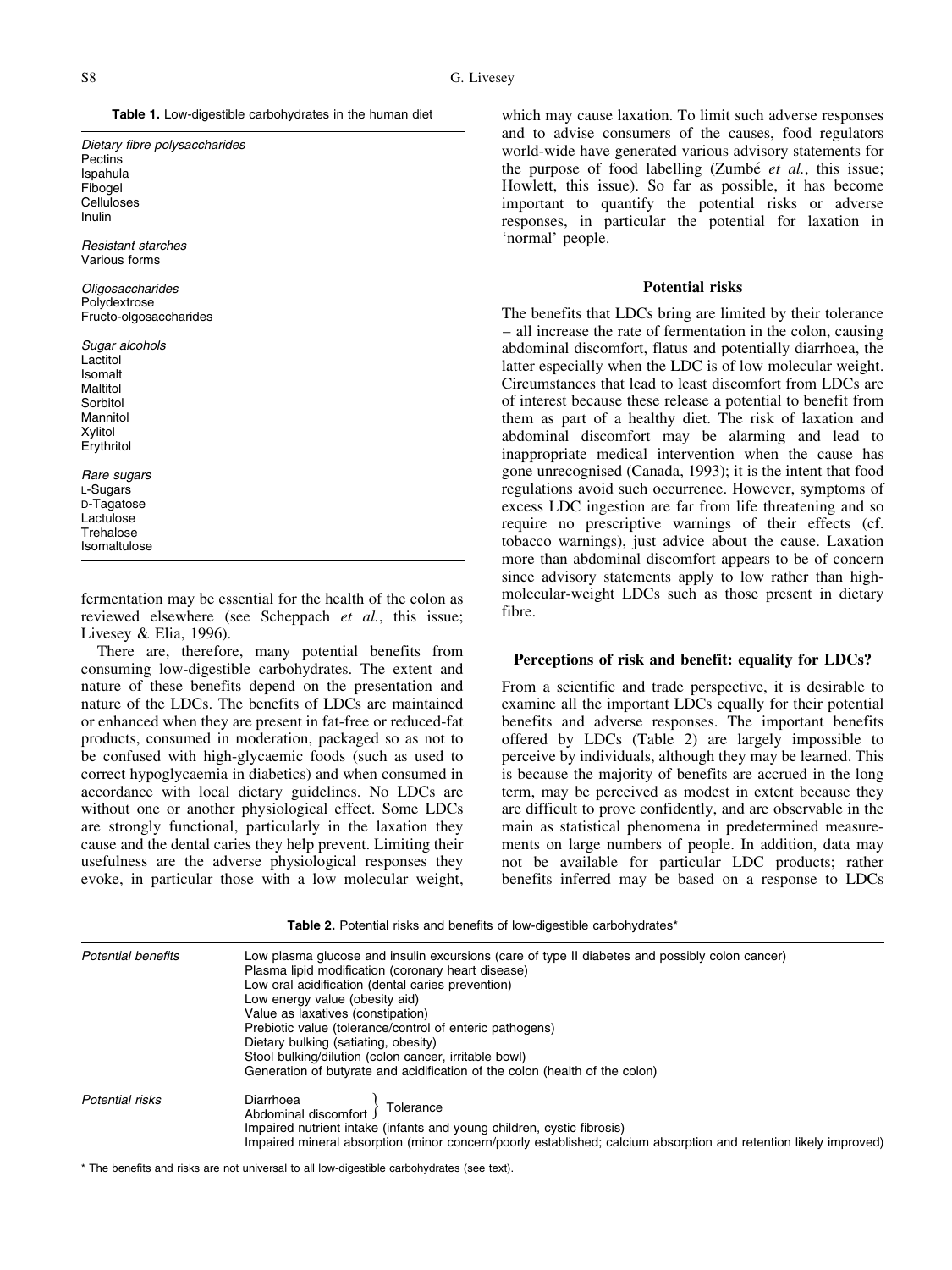**Table 1.** Low-digestible carbohydrates in the human diet

| |
|---|
| *Dietary fibre polysaccharides* |
| Pectins |
| Ispahula |
| Fibogel |
| Celluloses |
| Inulin |
| *Resistant starches* |
| Various forms |
| *Oligosaccharides* |
| Polydextrose |
| Fructo-olgosaccharides |
| *Sugar alcohols* |
| Lactitol |
| Isomalt |
| Maltitol |
| Sorbitol |
| Mannitol |
| Xylitol |
| Erythritol |
| *Rare sugars* |
| L-Sugars |
| D-Tagatose |
| Lactulose |
| Trehalose |
| Isomaltulose |

fermentation may be essential for the health of the colon as reviewed elsewhere (see Scheppach *et al.*, this issue; Livesey & Elia, 1996).

There are, therefore, many potential benefits from consuming low-digestible carbohydrates. The extent and nature of these benefits depend on the presentation and nature of the LDCs. The benefits of LDCs are maintained or enhanced when they are present in fat-free or reduced-fat products, consumed in moderation, packaged so as not to be confused with high-glycaemic foods (such as used to correct hypoglycaemia in diabetics) and when consumed in accordance with local dietary guidelines. No LDCs are without one or another physiological effect. Some LDCs are strongly functional, particularly in the laxation they cause and the dental caries they help prevent. Limiting their usefulness are the adverse physiological responses they evoke, in particular those with a low molecular weight, which may cause laxation. To limit such adverse responses and to advise consumers of the causes, food regulators world-wide have generated various advisory statements for the purpose of food labelling (Zumbé *et al.*, this issue; Howlett, this issue). So far as possible, it has become important to quantify the potential risks or adverse responses, in particular the potential for laxation in 'normal' people.

## Potential risks

The benefits that LDCs bring are limited by their tolerance – all increase the rate of fermentation in the colon, causing abdominal discomfort, flatus and potentially diarrhoea, the latter especially when the LDC is of low molecular weight. Circumstances that lead to least discomfort from LDCs are of interest because these release a potential to benefit from them as part of a healthy diet. The risk of laxation and abdominal discomfort may be alarming and lead to inappropriate medical intervention when the cause has gone unrecognised (Canada, 1993); it is the intent that food regulations avoid such occurrence. However, symptoms of excess LDC ingestion are far from life threatening and so require no prescriptive warnings of their effects (cf. tobacco warnings), just advice about the cause. Laxation more than abdominal discomfort appears to be of concern since advisory statements apply to low rather than high-molecular-weight LDCs such as those present in dietary fibre.

## Perceptions of risk and benefit: equality for LDCs?

From a scientific and trade perspective, it is desirable to examine all the important LDCs equally for their potential benefits and adverse responses. The important benefits offered by LDCs (Table 2) are largely impossible to perceive by individuals, although they may be learned. This is because the majority of benefits are accrued in the long term, may be perceived as modest in extent because they are difficult to prove confidently, and are observable in the main as statistical phenomena in predetermined measurements on large numbers of people. In addition, data may not be available for particular LDC products; rather benefits inferred may be based on a response to LDCs

**Table 2.** Potential risks and benefits of low-digestible carbohydrates*

| | |
|---|---|
| *Potential benefits* | Low plasma glucose and insulin excursions (care of type II diabetes and possibly colon cancer) |
| | Plasma lipid modification (coronary heart disease) |
| | Low oral acidification (dental caries prevention) |
| | Low energy value (obesity aid) |
| | Value as laxatives (constipation) |
| | Prebiotic value (tolerance/control of enteric pathogens) |
| | Dietary bulking (satiating, obesity) |
| | Stool bulking/dilution (colon cancer, irritable bowl) |
| | Generation of butyrate and acidification of the colon (health of the colon) |
| *Potential risks* | Diarrhoea } Tolerance |
| | Abdominal discomfort } Tolerance |
| | Impaired nutrient intake (infants and young children, cystic fibrosis) |
| | Impaired mineral absorption (minor concern/poorly established; calcium absorption and retention likely improved) |

\* The benefits and risks are not universal to all low-digestible carbohydrates (see text).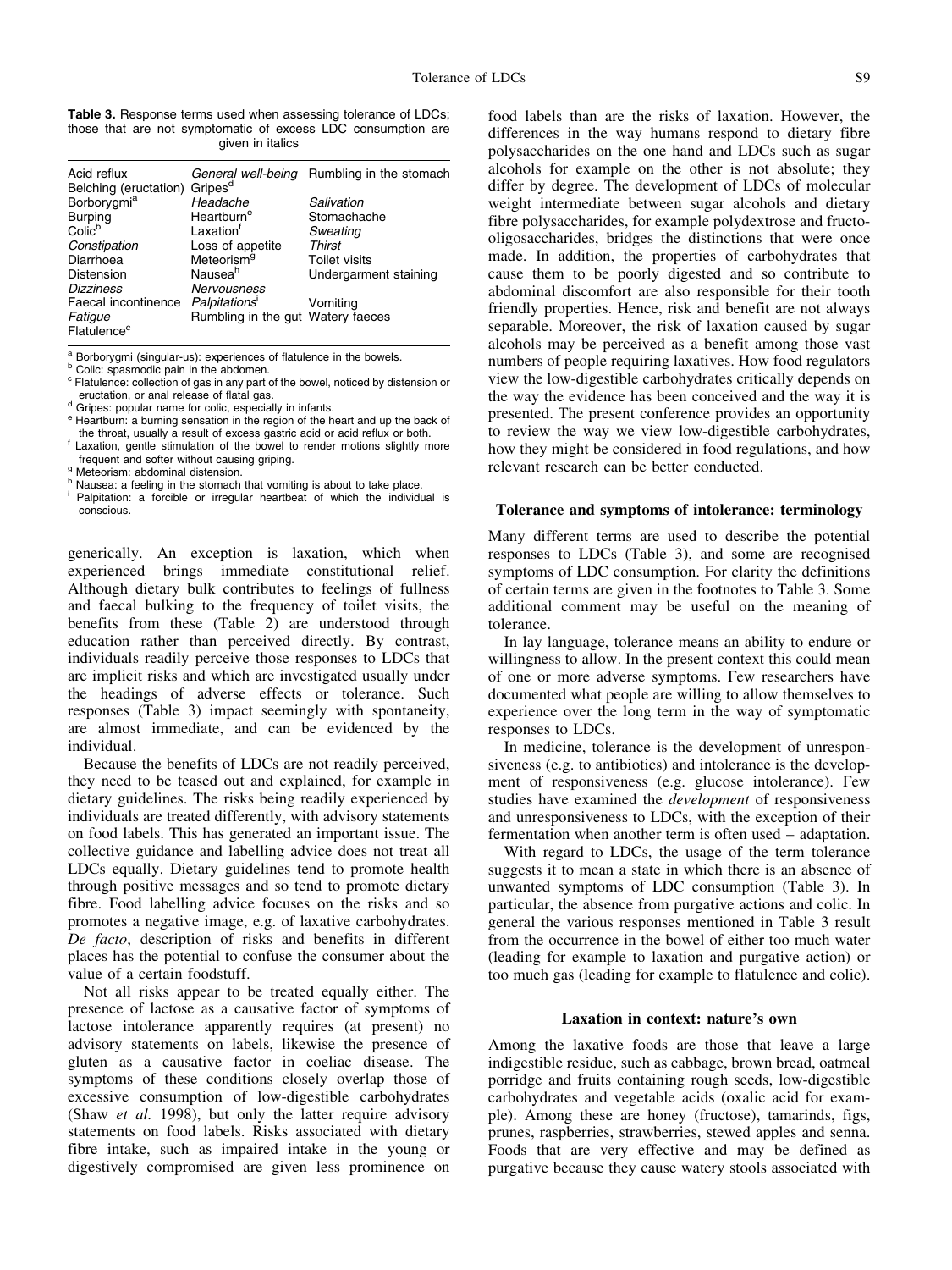**Table 3.** Response terms used when assessing tolerance of LDCs; those that are not symptomatic of excess LDC consumption are given in italics

| | | |
|---|---|---|
| Acid reflux | *General well-being* | Rumbling in the stomach |
| Belching (eructation) | Gripes[d] | |
| Borborygmi[a] | *Headache* | *Salivation* |
| Burping | Heartburn[e] | Stomachache |
| Colic[b] | Laxation[f] | *Sweating* |
| *Constipation* | Loss of appetite | *Thirst* |
| Diarrhoea | Meteorism[g] | Toilet visits |
| Distension | Nausea[h] | Undergarment staining |
| *Dizziness* | *Nervousness* | |
| Faecal incontinence | *Palpitations*[i] | Vomiting |
| *Fatigue* | Rumbling in the gut | Watery faeces |
| Flatulence[c] | | |

[a] Borborygmi (singular-us): experiences of flatulence in the bowels.
[b] Colic: spasmodic pain in the abdomen.
[c] Flatulence: collection of gas in any part of the bowel, noticed by distension or eructation, or anal release of flatal gas.
[d] Gripes: popular name for colic, especially in infants.
[e] Heartburn: a burning sensation in the region of the heart and up the back of the throat, usually a result of excess gastric acid or acid reflux or both.
[f] Laxation, gentle stimulation of the bowel to render motions slightly more frequent and softer without causing griping.
[g] Meteorism: abdominal distension.
[h] Nausea: a feeling in the stomach that vomiting is about to take place.
[i] Palpitation: a forcible or irregular heartbeat of which the individual is conscious.

generically. An exception is laxation, which when experienced brings immediate constitutional relief. Although dietary bulk contributes to feelings of fullness and faecal bulking to the frequency of toilet visits, the benefits from these (Table 2) are understood through education rather than perceived directly. By contrast, individuals readily perceive those responses to LDCs that are implicit risks and which are investigated usually under the headings of adverse effects or tolerance. Such responses (Table 3) impact seemingly with spontaneity, are almost immediate, and can be evidenced by the individual.

Because the benefits of LDCs are not readily perceived, they need to be teased out and explained, for example in dietary guidelines. The risks being readily experienced by individuals are treated differently, with advisory statements on food labels. This has generated an important issue. The collective guidance and labelling advice does not treat all LDCs equally. Dietary guidelines tend to promote health through positive messages and so tend to promote dietary fibre. Food labelling advice focuses on the risks and so promotes a negative image, e.g. of laxative carbohydrates. *De facto*, description of risks and benefits in different places has the potential to confuse the consumer about the value of a certain foodstuff.

Not all risks appear to be treated equally either. The presence of lactose as a causative factor of symptoms of lactose intolerance apparently requires (at present) no advisory statements on labels, likewise the presence of gluten as a causative factor in coeliac disease. The symptoms of these conditions closely overlap those of excessive consumption of low-digestible carbohydrates (Shaw *et al.* 1998), but only the latter require advisory statements on food labels. Risks associated with dietary fibre intake, such as impaired intake in the young or digestively compromised are given less prominence on food labels than are the risks of laxation. However, the differences in the way humans respond to dietary fibre polysaccharides on the one hand and LDCs such as sugar alcohols for example on the other is not absolute; they differ by degree. The development of LDCs of molecular weight intermediate between sugar alcohols and dietary fibre polysaccharides, for example polydextrose and fructo-oligosaccharides, bridges the distinctions that were once made. In addition, the properties of carbohydrates that cause them to be poorly digested and so contribute to abdominal discomfort are also responsible for their tooth friendly properties. Hence, risk and benefit are not always separable. Moreover, the risk of laxation caused by sugar alcohols may be perceived as a benefit among those vast numbers of people requiring laxatives. How food regulators view the low-digestible carbohydrates critically depends on the way the evidence has been conceived and the way it is presented. The present conference provides an opportunity to review the way we view low-digestible carbohydrates, how they might be considered in food regulations, and how relevant research can be better conducted.

## Tolerance and symptoms of intolerance: terminology

Many different terms are used to describe the potential responses to LDCs (Table 3), and some are recognised symptoms of LDC consumption. For clarity the definitions of certain terms are given in the footnotes to Table 3. Some additional comment may be useful on the meaning of tolerance.

In lay language, tolerance means an ability to endure or willingness to allow. In the present context this could mean of one or more adverse symptoms. Few researchers have documented what people are willing to allow themselves to experience over the long term in the way of symptomatic responses to LDCs.

In medicine, tolerance is the development of unresponsiveness (e.g. to antibiotics) and intolerance is the development of responsiveness (e.g. glucose intolerance). Few studies have examined the *development* of responsiveness and unresponsiveness to LDCs, with the exception of their fermentation when another term is often used – adaptation.

With regard to LDCs, the usage of the term tolerance suggests it to mean a state in which there is an absence of unwanted symptoms of LDC consumption (Table 3). In particular, the absence from purgative actions and colic. In general the various responses mentioned in Table 3 result from the occurrence in the bowel of either too much water (leading for example to laxation and purgative action) or too much gas (leading for example to flatulence and colic).

## Laxation in context: nature's own

Among the laxative foods are those that leave a large indigestible residue, such as cabbage, brown bread, oatmeal porridge and fruits containing rough seeds, low-digestible carbohydrates and vegetable acids (oxalic acid for example). Among these are honey (fructose), tamarinds, figs, prunes, raspberries, strawberries, stewed apples and senna. Foods that are very effective and may be defined as purgative because they cause watery stools associated with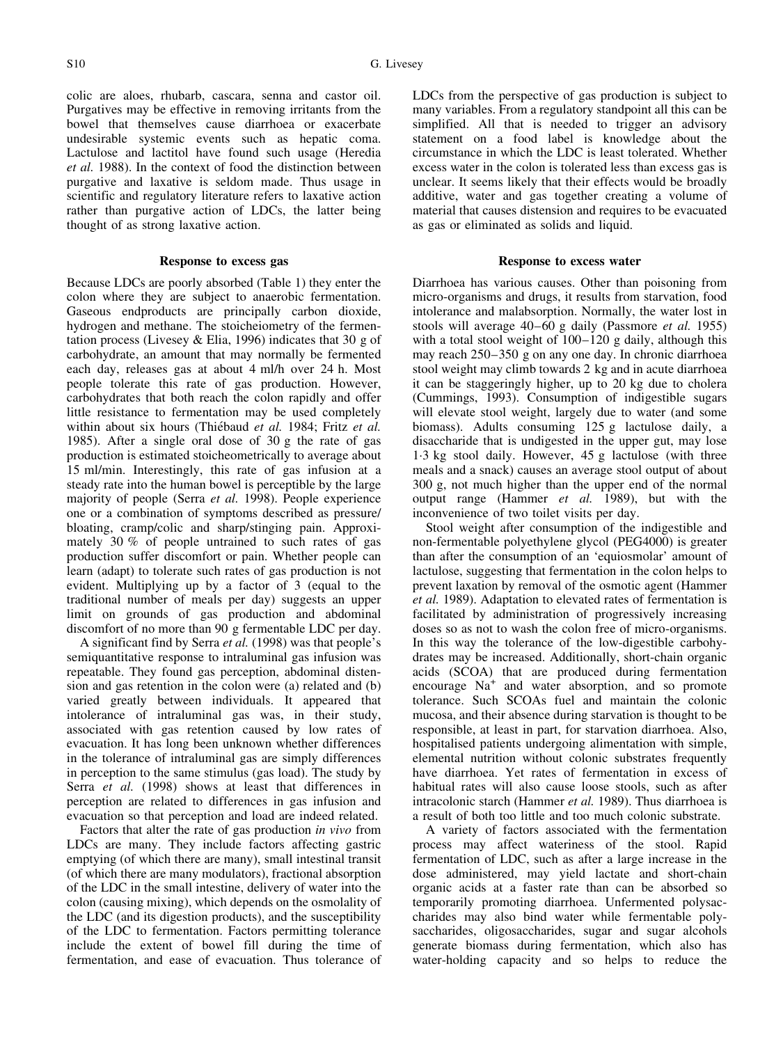colic are aloes, rhubarb, cascara, senna and castor oil. Purgatives may be effective in removing irritants from the bowel that themselves cause diarrhoea or exacerbate undesirable systemic events such as hepatic coma. Lactulose and lactitol have found such usage (Heredia *et al.* 1988). In the context of food the distinction between purgative and laxative is seldom made. Thus usage in scientific and regulatory literature refers to laxative action rather than purgative action of LDCs, the latter being thought of as strong laxative action.

## Response to excess gas

Because LDCs are poorly absorbed (Table 1) they enter the colon where they are subject to anaerobic fermentation. Gaseous endproducts are principally carbon dioxide, hydrogen and methane. The stoicheiometry of the fermentation process (Livesey & Elia, 1996) indicates that 30 g of carbohydrate, an amount that may normally be fermented each day, releases gas at about 4 ml/h over 24 h. Most people tolerate this rate of gas production. However, carbohydrates that both reach the colon rapidly and offer little resistance to fermentation may be used completely within about six hours (Thiébaud *et al.* 1984; Fritz *et al.* 1985). After a single oral dose of 30 g the rate of gas production is estimated stoicheometrically to average about 15 ml/min. Interestingly, this rate of gas infusion at a steady rate into the human bowel is perceptible by the large majority of people (Serra *et al.* 1998). People experience one or a combination of symptoms described as pressure/bloating, cramp/colic and sharp/stinging pain. Approximately 30 % of people untrained to such rates of gas production suffer discomfort or pain. Whether people can learn (adapt) to tolerate such rates of gas production is not evident. Multiplying up by a factor of 3 (equal to the traditional number of meals per day) suggests an upper limit on grounds of gas production and abdominal discomfort of no more than 90 g fermentable LDC per day.

A significant find by Serra *et al.* (1998) was that people's semiquantitative response to intraluminal gas infusion was repeatable. They found gas perception, abdominal distension and gas retention in the colon were (a) related and (b) varied greatly between individuals. It appeared that intolerance of intraluminal gas was, in their study, associated with gas retention caused by low rates of evacuation. It has long been unknown whether differences in the tolerance of intraluminal gas are simply differences in perception to the same stimulus (gas load). The study by Serra *et al.* (1998) shows at least that differences in perception are related to differences in gas infusion and evacuation so that perception and load are indeed related.

Factors that alter the rate of gas production *in vivo* from LDCs are many. They include factors affecting gastric emptying (of which there are many), small intestinal transit (of which there are many modulators), fractional absorption of the LDC in the small intestine, delivery of water into the colon (causing mixing), which depends on the osmolality of the LDC (and its digestion products), and the susceptibility of the LDC to fermentation. Factors permitting tolerance include the extent of bowel fill during the time of fermentation, and ease of evacuation. Thus tolerance of LDCs from the perspective of gas production is subject to many variables. From a regulatory standpoint all this can be simplified. All that is needed to trigger an advisory statement on a food label is knowledge about the circumstance in which the LDC is least tolerated. Whether excess water in the colon is tolerated less than excess gas is unclear. It seems likely that their effects would be broadly additive, water and gas together creating a volume of material that causes distension and requires to be evacuated as gas or eliminated as solids and liquid.

## Response to excess water

Diarrhoea has various causes. Other than poisoning from micro-organisms and drugs, it results from starvation, food intolerance and malabsorption. Normally, the water lost in stools will average 40–60 g daily (Passmore *et al.* 1955) with a total stool weight of 100–120 g daily, although this may reach 250–350 g on any one day. In chronic diarrhoea stool weight may climb towards 2 kg and in acute diarrhoea it can be staggeringly higher, up to 20 kg due to cholera (Cummings, 1993). Consumption of indigestible sugars will elevate stool weight, largely due to water (and some biomass). Adults consuming 125 g lactulose daily, a disaccharide that is undigested in the upper gut, may lose 1·3 kg stool daily. However, 45 g lactulose (with three meals and a snack) causes an average stool output of about 300 g, not much higher than the upper end of the normal output range (Hammer *et al.* 1989), but with the inconvenience of two toilet visits per day.

Stool weight after consumption of the indigestible and non-fermentable polyethylene glycol (PEG4000) is greater than after the consumption of an 'equiosmolar' amount of lactulose, suggesting that fermentation in the colon helps to prevent laxation by removal of the osmotic agent (Hammer *et al.* 1989). Adaptation to elevated rates of fermentation is facilitated by administration of progressively increasing doses so as not to wash the colon free of micro-organisms. In this way the tolerance of the low-digestible carbohydrates may be increased. Additionally, short-chain organic acids (SCOA) that are produced during fermentation encourage $Na^+$ and water absorption, and so promote tolerance. Such SCOAs fuel and maintain the colonic mucosa, and their absence during starvation is thought to be responsible, at least in part, for starvation diarrhoea. Also, hospitalised patients undergoing alimentation with simple, elemental nutrition without colonic substrates frequently have diarrhoea. Yet rates of fermentation in excess of habitual rates will also cause loose stools, such as after intracolonic starch (Hammer *et al.* 1989). Thus diarrhoea is a result of both too little and too much colonic substrate.

A variety of factors associated with the fermentation process may affect wateriness of the stool. Rapid fermentation of LDC, such as after a large increase in the dose administered, may yield lactate and short-chain organic acids at a faster rate than can be absorbed so temporarily promoting diarrhoea. Unfermented polysaccharides may also bind water while fermentable polysaccharides, oligosaccharides, sugar and sugar alcohols generate biomass during fermentation, which also has water-holding capacity and so helps to reduce the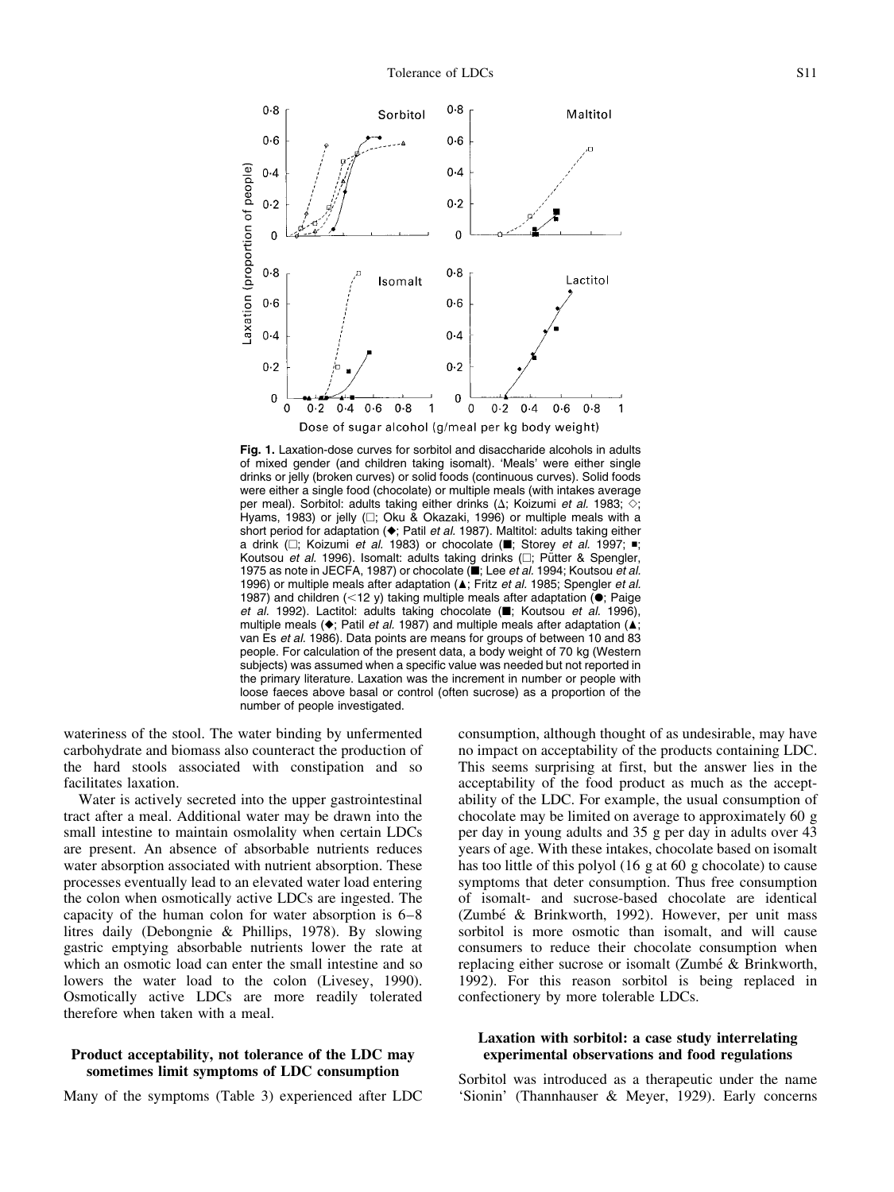**Fig. 1.** Laxation-dose curves for sorbitol and disaccharide alcohols in adults of mixed gender (and children taking isomalt). 'Meals' were either single drinks or jelly (broken curves) or solid foods (continuous curves). Solid foods were either a single food (chocolate) or multiple meals (with intakes average per meal). Sorbitol: adults taking either drinks (Δ; Koizumi *et al.* 1983; ◇; Hyams, 1983) or jelly (□; Oku & Okazaki, 1996) or multiple meals with a short period for adaptation (◆; Patil *et al.* 1987). Maltitol: adults taking either a drink (□; Koizumi *et al.* 1983) or chocolate (■; Storey *et al.* 1997; ▪; Koutsou *et al.* 1996). Isomalt: adults taking drinks (□; Pütter & Spengler, 1975 as note in JECFA, 1987) or chocolate (■; Lee *et al.* 1994; Koutsou *et al.* 1996) or multiple meals after adaptation (▲; Fritz *et al.* 1985; Spengler *et al.* 1987) and children (<12 y) taking multiple meals after adaptation (●; Paige *et al.* 1992). Lactitol: adults taking chocolate (■; Koutsou *et al.* 1996), multiple meals (◆; Patil *et al.* 1987) and multiple meals after adaptation (▲; van Es *et al.* 1986). Data points are means for groups of between 10 and 83 people. For calculation of the present data, a body weight of 70 kg (Western subjects) was assumed when a specific value was needed but not reported in the primary literature. Laxation was the increment in number or people with loose faeces above basal or control (often sucrose) as a proportion of the number of people investigated.

wateriness of the stool. The water binding by unfermented carbohydrate and biomass also counteract the production of the hard stools associated with constipation and so facilitates laxation.

Water is actively secreted into the upper gastrointestinal tract after a meal. Additional water may be drawn into the small intestine to maintain osmolality when certain LDCs are present. An absence of absorbable nutrients reduces water absorption associated with nutrient absorption. These processes eventually lead to an elevated water load entering the colon when osmotically active LDCs are ingested. The capacity of the human colon for water absorption is 6–8 litres daily (Debongnie & Phillips, 1978). By slowing gastric emptying absorbable nutrients lower the rate at which an osmotic load can enter the small intestine and so lowers the water load to the colon (Livesey, 1990). Osmotically active LDCs are more readily tolerated therefore when taken with a meal.

### Product acceptability, not tolerance of the LDC may sometimes limit symptoms of LDC consumption

Many of the symptoms (Table 3) experienced after LDC consumption, although thought of as undesirable, may have no impact on acceptability of the products containing LDC. This seems surprising at first, but the answer lies in the acceptability of the food product as much as the acceptability of the LDC. For example, the usual consumption of chocolate may be limited on average to approximately 60 g per day in young adults and 35 g per day in adults over 43 years of age. With these intakes, chocolate based on isomalt has too little of this polyol (16 g at 60 g chocolate) to cause symptoms that deter consumption. Thus free consumption of isomalt- and sucrose-based chocolate are identical (Zumbé & Brinkworth, 1992). However, per unit mass sorbitol is more osmotic than isomalt, and will cause consumers to reduce their chocolate consumption when replacing either sucrose or isomalt (Zumbé & Brinkworth, 1992). For this reason sorbitol is being replaced in confectionery by more tolerable LDCs.

### Laxation with sorbitol: a case study interrelating experimental observations and food regulations

Sorbitol was introduced as a therapeutic under the name 'Sionin' (Thannhauser & Meyer, 1929). Early concerns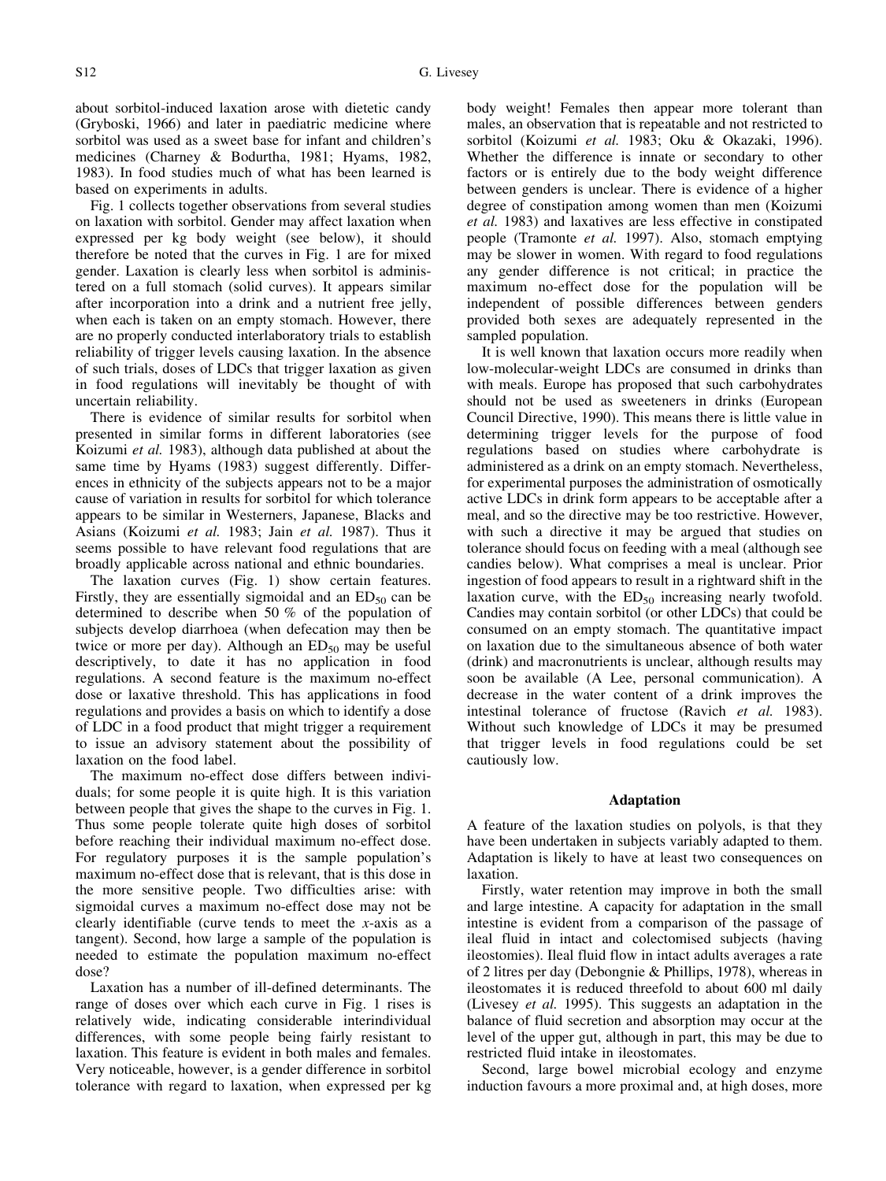about sorbitol-induced laxation arose with dietetic candy (Gryboski, 1966) and later in paediatric medicine where sorbitol was used as a sweet base for infant and children's medicines (Charney & Bodurtha, 1981; Hyams, 1982, 1983). In food studies much of what has been learned is based on experiments in adults.

Fig. 1 collects together observations from several studies on laxation with sorbitol. Gender may affect laxation when expressed per kg body weight (see below), it should therefore be noted that the curves in Fig. 1 are for mixed gender. Laxation is clearly less when sorbitol is administered on a full stomach (solid curves). It appears similar after incorporation into a drink and a nutrient free jelly, when each is taken on an empty stomach. However, there are no properly conducted interlaboratory trials to establish reliability of trigger levels causing laxation. In the absence of such trials, doses of LDCs that trigger laxation as given in food regulations will inevitably be thought of with uncertain reliability.

There is evidence of similar results for sorbitol when presented in similar forms in different laboratories (see Koizumi *et al.* 1983), although data published at about the same time by Hyams (1983) suggest differently. Differences in ethnicity of the subjects appears not to be a major cause of variation in results for sorbitol for which tolerance appears to be similar in Westerners, Japanese, Blacks and Asians (Koizumi *et al.* 1983; Jain *et al.* 1987). Thus it seems possible to have relevant food regulations that are broadly applicable across national and ethnic boundaries.

The laxation curves (Fig. 1) show certain features. Firstly, they are essentially sigmoidal and an $ED_{50}$ can be determined to describe when 50 % of the population of subjects develop diarrhoea (when defecation may then be twice or more per day). Although an $ED_{50}$ may be useful descriptively, to date it has no application in food regulations. A second feature is the maximum no-effect dose or laxative threshold. This has applications in food regulations and provides a basis on which to identify a dose of LDC in a food product that might trigger a requirement to issue an advisory statement about the possibility of laxation on the food label.

The maximum no-effect dose differs between individuals; for some people it is quite high. It is this variation between people that gives the shape to the curves in Fig. 1. Thus some people tolerate quite high doses of sorbitol before reaching their individual maximum no-effect dose. For regulatory purposes it is the sample population's maximum no-effect dose that is relevant, that is this dose in the more sensitive people. Two difficulties arise: with sigmoidal curves a maximum no-effect dose may not be clearly identifiable (curve tends to meet the *x*-axis as a tangent). Second, how large a sample of the population is needed to estimate the population maximum no-effect dose?

Laxation has a number of ill-defined determinants. The range of doses over which each curve in Fig. 1 rises is relatively wide, indicating considerable interindividual differences, with some people being fairly resistant to laxation. This feature is evident in both males and females. Very noticeable, however, is a gender difference in sorbitol tolerance with regard to laxation, when expressed per kg body weight! Females then appear more tolerant than males, an observation that is repeatable and not restricted to sorbitol (Koizumi *et al.* 1983; Oku & Okazaki, 1996). Whether the difference is innate or secondary to other factors or is entirely due to the body weight difference between genders is unclear. There is evidence of a higher degree of constipation among women than men (Koizumi *et al.* 1983) and laxatives are less effective in constipated people (Tramonte *et al.* 1997). Also, stomach emptying may be slower in women. With regard to food regulations any gender difference is not critical; in practice the maximum no-effect dose for the population will be independent of possible differences between genders provided both sexes are adequately represented in the sampled population.

It is well known that laxation occurs more readily when low-molecular-weight LDCs are consumed in drinks than with meals. Europe has proposed that such carbohydrates should not be used as sweeteners in drinks (European Council Directive, 1990). This means there is little value in determining trigger levels for the purpose of food regulations based on studies where carbohydrate is administered as a drink on an empty stomach. Nevertheless, for experimental purposes the administration of osmotically active LDCs in drink form appears to be acceptable after a meal, and so the directive may be too restrictive. However, with such a directive it may be argued that studies on tolerance should focus on feeding with a meal (although see candies below). What comprises a meal is unclear. Prior ingestion of food appears to result in a rightward shift in the laxation curve, with the $ED_{50}$ increasing nearly twofold. Candies may contain sorbitol (or other LDCs) that could be consumed on an empty stomach. The quantitative impact on laxation due to the simultaneous absence of both water (drink) and macronutrients is unclear, although results may soon be available (A Lee, personal communication). A decrease in the water content of a drink improves the intestinal tolerance of fructose (Ravich *et al.* 1983). Without such knowledge of LDCs it may be presumed that trigger levels in food regulations could be set cautiously low.

## Adaptation

A feature of the laxation studies on polyols, is that they have been undertaken in subjects variably adapted to them. Adaptation is likely to have at least two consequences on laxation.

Firstly, water retention may improve in both the small and large intestine. A capacity for adaptation in the small intestine is evident from a comparison of the passage of ileal fluid in intact and colectomised subjects (having ileostomies). Ileal fluid flow in intact adults averages a rate of 2 litres per day (Debongnie & Phillips, 1978), whereas in ileostomates it is reduced threefold to about 600 ml daily (Livesey *et al.* 1995). This suggests an adaptation in the balance of fluid secretion and absorption may occur at the level of the upper gut, although in part, this may be due to restricted fluid intake in ileostomates.

Second, large bowel microbial ecology and enzyme induction favours a more proximal and, at high doses, more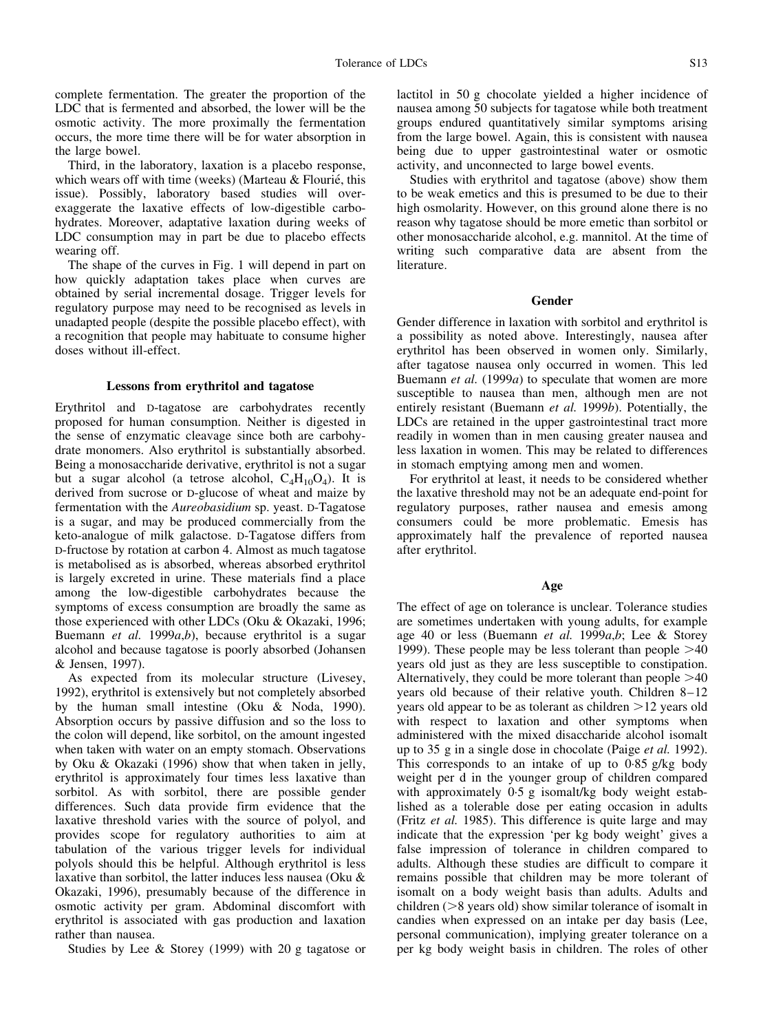complete fermentation. The greater the proportion of the LDC that is fermented and absorbed, the lower will be the osmotic activity. The more proximally the fermentation occurs, the more time there will be for water absorption in the large bowel.

Third, in the laboratory, laxation is a placebo response, which wears off with time (weeks) (Marteau & Flourié, this issue). Possibly, laboratory based studies will over-exaggerate the laxative effects of low-digestible carbohydrates. Moreover, adaptative laxation during weeks of LDC consumption may in part be due to placebo effects wearing off.

The shape of the curves in Fig. 1 will depend in part on how quickly adaptation takes place when curves are obtained by serial incremental dosage. Trigger levels for regulatory purpose may need to be recognised as levels in unadapted people (despite the possible placebo effect), with a recognition that people may habituate to consume higher doses without ill-effect.

## Lessons from erythritol and tagatose

Erythritol and D-tagatose are carbohydrates recently proposed for human consumption. Neither is digested in the sense of enzymatic cleavage since both are carbohydrate monomers. Also erythritol is substantially absorbed. Being a monosaccharide derivative, erythritol is not a sugar but a sugar alcohol (a tetrose alcohol, $C_4H_{10}O_4$). It is derived from sucrose or D-glucose of wheat and maize by fermentation with the *Aureobasidium* sp. yeast. D-Tagatose is a sugar, and may be produced commercially from the keto-analogue of milk galactose. D-Tagatose differs from D-fructose by rotation at carbon 4. Almost as much tagatose is metabolised as is absorbed, whereas absorbed erythritol is largely excreted in urine. These materials find a place among the low-digestible carbohydrates because the symptoms of excess consumption are broadly the same as those experienced with other LDCs (Oku & Okazaki, 1996; Buemann *et al.* 1999*a*,*b*), because erythritol is a sugar alcohol and because tagatose is poorly absorbed (Johansen & Jensen, 1997).

As expected from its molecular structure (Livesey, 1992), erythritol is extensively but not completely absorbed by the human small intestine (Oku & Noda, 1990). Absorption occurs by passive diffusion and so the loss to the colon will depend, like sorbitol, on the amount ingested when taken with water on an empty stomach. Observations by Oku & Okazaki (1996) show that when taken in jelly, erythritol is approximately four times less laxative than sorbitol. As with sorbitol, there are possible gender differences. Such data provide firm evidence that the laxative threshold varies with the source of polyol, and provides scope for regulatory authorities to aim at tabulation of the various trigger levels for individual polyols should this be helpful. Although erythritol is less laxative than sorbitol, the latter induces less nausea (Oku & Okazaki, 1996), presumably because of the difference in osmotic activity per gram. Abdominal discomfort with erythritol is associated with gas production and laxation rather than nausea.

Studies by Lee & Storey (1999) with 20 g tagatose or lactitol in 50 g chocolate yielded a higher incidence of nausea among 50 subjects for tagatose while both treatment groups endured quantitatively similar symptoms arising from the large bowel. Again, this is consistent with nausea being due to upper gastrointestinal water or osmotic activity, and unconnected to large bowel events.

Studies with erythritol and tagatose (above) show them to be weak emetics and this is presumed to be due to their high osmolarity. However, on this ground alone there is no reason why tagatose should be more emetic than sorbitol or other monosaccharide alcohol, e.g. mannitol. At the time of writing such comparative data are absent from the literature.

## Gender

Gender difference in laxation with sorbitol and erythritol is a possibility as noted above. Interestingly, nausea after erythritol has been observed in women only. Similarly, after tagatose nausea only occurred in women. This led Buemann *et al.* (1999*a*) to speculate that women are more susceptible to nausea than men, although men are not entirely resistant (Buemann *et al.* 1999*b*). Potentially, the LDCs are retained in the upper gastrointestinal tract more readily in women than in men causing greater nausea and less laxation in women. This may be related to differences in stomach emptying among men and women.

For erythritol at least, it needs to be considered whether the laxative threshold may not be an adequate end-point for regulatory purposes, rather nausea and emesis among consumers could be more problematic. Emesis has approximately half the prevalence of reported nausea after erythritol.

## Age

The effect of age on tolerance is unclear. Tolerance studies are sometimes undertaken with young adults, for example age 40 or less (Buemann *et al.* 1999*a*,*b*; Lee & Storey 1999). These people may be less tolerant than people >40 years old just as they are less susceptible to constipation. Alternatively, they could be more tolerant than people >40 years old because of their relative youth. Children 8–12 years old appear to be as tolerant as children >12 years old with respect to laxation and other symptoms when administered with the mixed disaccharide alcohol isomalt up to 35 g in a single dose in chocolate (Paige *et al.* 1992). This corresponds to an intake of up to 0·85 g/kg body weight per d in the younger group of children compared with approximately 0·5 g isomalt/kg body weight established as a tolerable dose per eating occasion in adults (Fritz *et al.* 1985). This difference is quite large and may indicate that the expression 'per kg body weight' gives a false impression of tolerance in children compared to adults. Although these studies are difficult to compare it remains possible that children may be more tolerant of isomalt on a body weight basis than adults. Adults and children (>8 years old) show similar tolerance of isomalt in candies when expressed on an intake per day basis (Lee, personal communication), implying greater tolerance on a per kg body weight basis in children. The roles of other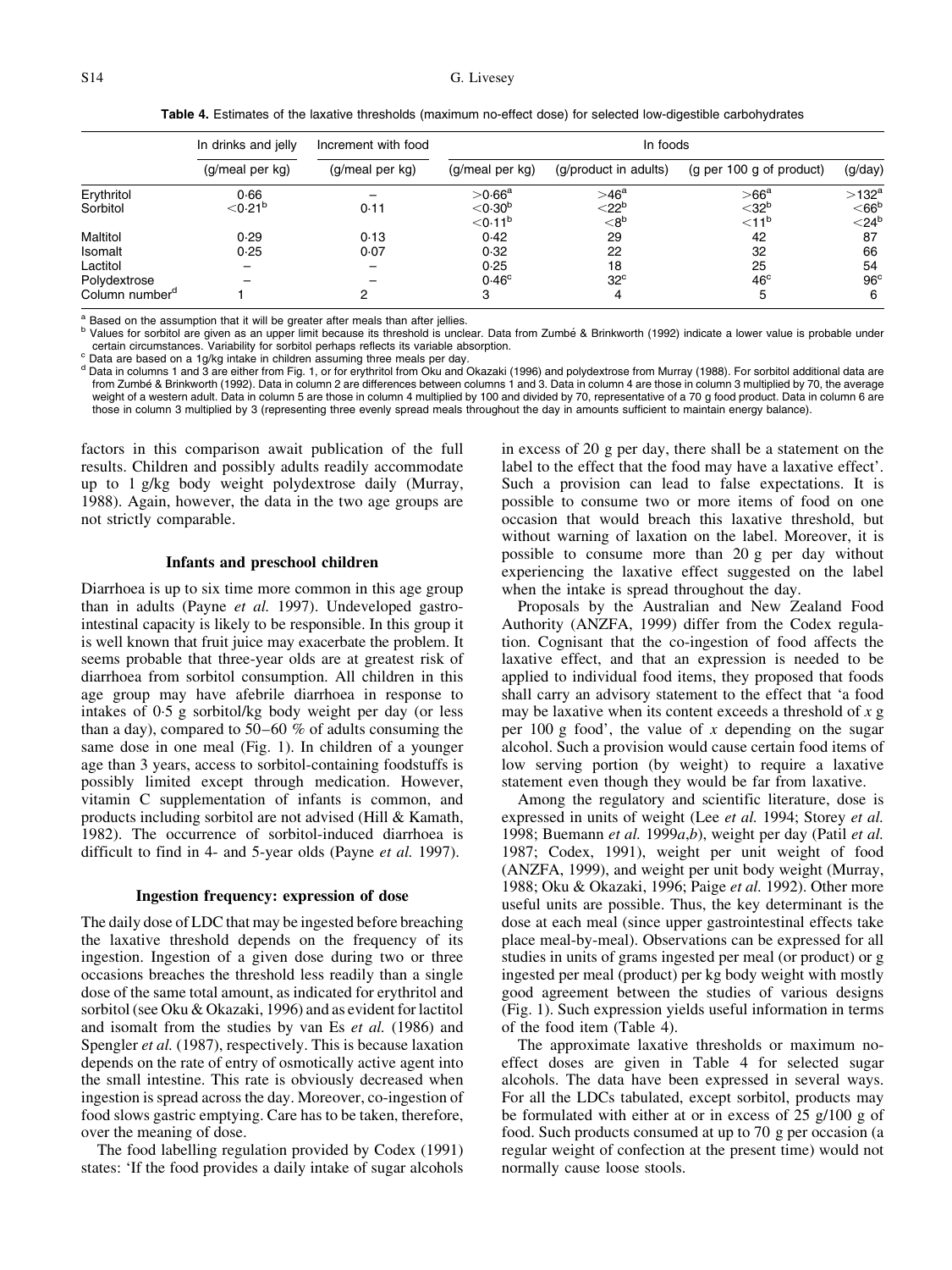**Table 4.** Estimates of the laxative thresholds (maximum no-effect dose) for selected low-digestible carbohydrates

| | In drinks and jelly | Increment with food | In foods | | | |
|---|---|---|---|---|---|---|
| | (g/meal per kg) | (g/meal per kg) | (g/meal per kg) | (g/product in adults) | (g per 100 g of product) | (g/day) |
| Erythritol | 0·66 | – | >0·66[a] | >46[a] | >66[a] | >132[a] |
| Sorbitol | <0·21[b] | 0·11 | <0·30[b] | <22[b] | <32[b] | <66[b] |
| | | | <0·11[b] | <8[b] | <11[b] | <24[b] |
| Maltitol | 0·29 | 0·13 | 0·42 | 29 | 42 | 87 |
| Isomalt | 0·25 | 0·07 | 0·32 | 22 | 32 | 66 |
| Lactitol | – | – | 0·25 | 18 | 25 | 54 |
| Polydextrose | – | – | 0·46[c] | 32[c] | 46[c] | 96[c] |
| Column number[d] | 1 | 2 | 3 | 4 | 5 | 6 |

[a] Based on the assumption that it will be greater after meals than after jellies.
[b] Values for sorbitol are given as an upper limit because its threshold is unclear. Data from Zumbé & Brinkworth (1992) indicate a lower value is probable under certain circumstances. Variability for sorbitol perhaps reflects its variable absorption.
[c] Data are based on a 1g/kg intake in children assuming three meals per day.
[d] Data in columns 1 and 3 are either from Fig. 1, or for erythritol from Oku and Okazaki (1996) and polydextrose from Murray (1988). For sorbitol additional data are from Zumbé & Brinkworth (1992). Data in column 2 are differences between columns 1 and 3. Data in column 4 are those in column 3 multiplied by 70, the average weight of a western adult. Data in column 5 are those in column 4 multiplied by 100 and divided by 70, representative of a 70 g food product. Data in column 6 are those in column 3 multiplied by 3 (representing three evenly spread meals throughout the day in amounts sufficient to maintain energy balance).

factors in this comparison await publication of the full results. Children and possibly adults readily accommodate up to 1 g/kg body weight polydextrose daily (Murray, 1988). Again, however, the data in the two age groups are not strictly comparable.

### Infants and preschool children

Diarrhoea is up to six time more common in this age group than in adults (Payne *et al.* 1997). Undeveloped gastrointestinal capacity is likely to be responsible. In this group it is well known that fruit juice may exacerbate the problem. It seems probable that three-year olds are at greatest risk of diarrhoea from sorbitol consumption. All children in this age group may have afebrile diarrhoea in response to intakes of 0·5 g sorbitol/kg body weight per day (or less than a day), compared to 50–60 % of adults consuming the same dose in one meal (Fig. 1). In children of a younger age than 3 years, access to sorbitol-containing foodstuffs is possibly limited except through medication. However, vitamin C supplementation of infants is common, and products including sorbitol are not advised (Hill & Kamath, 1982). The occurrence of sorbitol-induced diarrhoea is difficult to find in 4- and 5-year olds (Payne *et al.* 1997).

### Ingestion frequency: expression of dose

The daily dose of LDC that may be ingested before breaching the laxative threshold depends on the frequency of its ingestion. Ingestion of a given dose during two or three occasions breaches the threshold less readily than a single dose of the same total amount, as indicated for erythritol and sorbitol (see Oku & Okazaki, 1996) and as evident for lactitol and isomalt from the studies by van Es *et al.* (1986) and Spengler *et al.* (1987), respectively. This is because laxation depends on the rate of entry of osmotically active agent into the small intestine. This rate is obviously decreased when ingestion is spread across the day. Moreover, co-ingestion of food slows gastric emptying. Care has to be taken, therefore, over the meaning of dose.

The food labelling regulation provided by Codex (1991) states: 'If the food provides a daily intake of sugar alcohols in excess of 20 g per day, there shall be a statement on the label to the effect that the food may have a laxative effect'. Such a provision can lead to false expectations. It is possible to consume two or more items of food on one occasion that would breach this laxative threshold, but without warning of laxation on the label. Moreover, it is possible to consume more than 20 g per day without experiencing the laxative effect suggested on the label when the intake is spread throughout the day.

Proposals by the Australian and New Zealand Food Authority (ANZFA, 1999) differ from the Codex regulation. Cognisant that the co-ingestion of food affects the laxative effect, and that an expression is needed to be applied to individual food items, they proposed that foods shall carry an advisory statement to the effect that 'a food may be laxative when its content exceeds a threshold of $x$ g per 100 g food', the value of $x$ depending on the sugar alcohol. Such a provision would cause certain food items of low serving portion (by weight) to require a laxative statement even though they would be far from laxative.

Among the regulatory and scientific literature, dose is expressed in units of weight (Lee *et al.* 1994; Storey *et al.* 1998; Buemann *et al.* 1999*a*,*b*), weight per day (Patil *et al.* 1987; Codex, 1991), weight per unit weight of food (ANZFA, 1999), and weight per unit body weight (Murray, 1988; Oku & Okazaki, 1996; Paige *et al.* 1992). Other more useful units are possible. Thus, the key determinant is the dose at each meal (since upper gastrointestinal effects take place meal-by-meal). Observations can be expressed for all studies in units of grams ingested per meal (or product) or g ingested per meal (product) per kg body weight with mostly good agreement between the studies of various designs (Fig. 1). Such expression yields useful information in terms of the food item (Table 4).

The approximate laxative thresholds or maximum no-effect doses are given in Table 4 for selected sugar alcohols. The data have been expressed in several ways. For all the LDCs tabulated, except sorbitol, products may be formulated with either at or in excess of 25 g/100 g of food. Such products consumed at up to 70 g per occasion (a regular weight of confection at the present time) would not normally cause loose stools.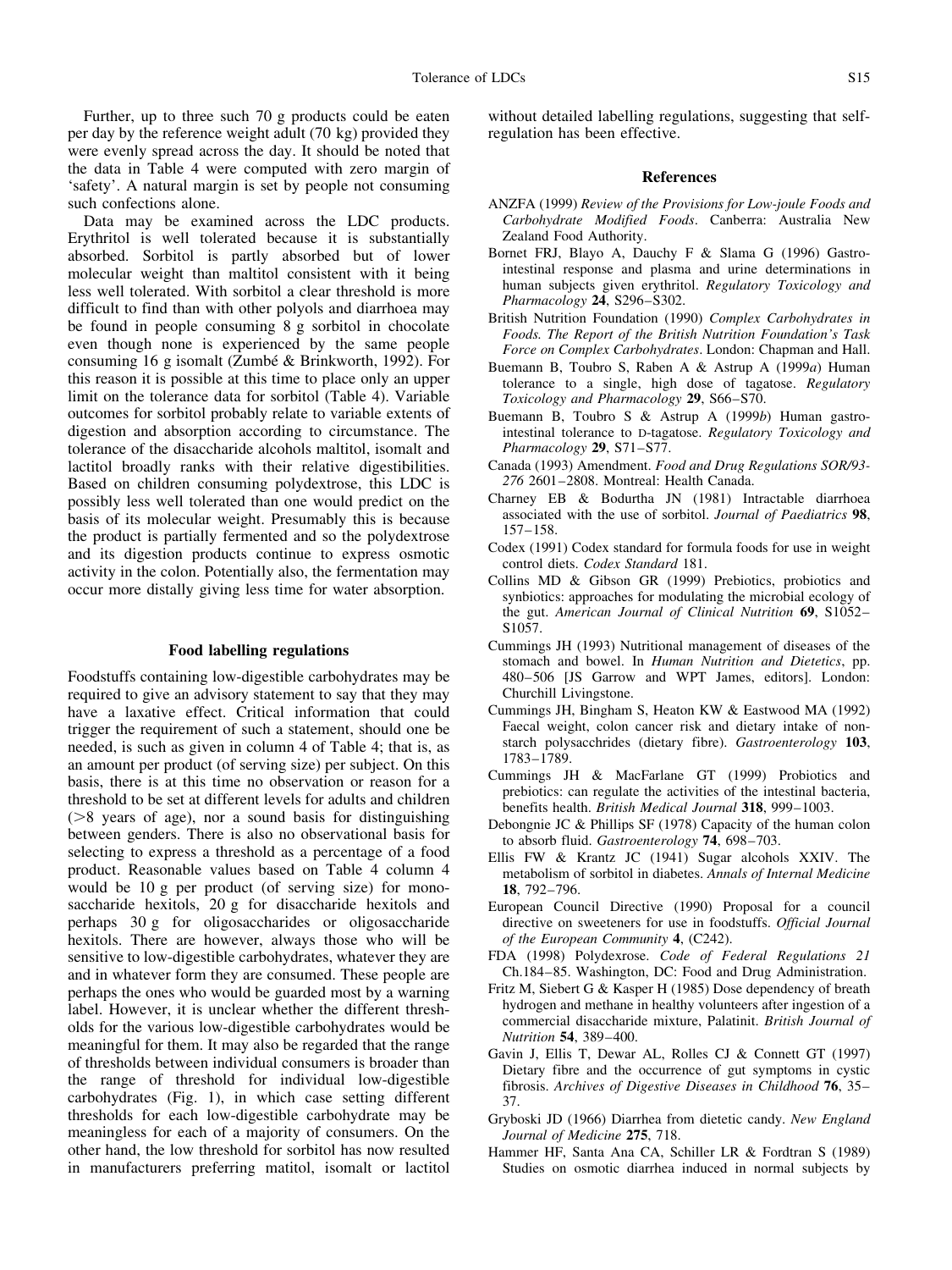Further, up to three such 70 g products could be eaten per day by the reference weight adult (70 kg) provided they were evenly spread across the day. It should be noted that the data in Table 4 were computed with zero margin of 'safety'. A natural margin is set by people not consuming such confections alone.

Data may be examined across the LDC products. Erythritol is well tolerated because it is substantially absorbed. Sorbitol is partly absorbed but of lower molecular weight than maltitol consistent with it being less well tolerated. With sorbitol a clear threshold is more difficult to find than with other polyols and diarrhoea may be found in people consuming 8 g sorbitol in chocolate even though none is experienced by the same people consuming 16 g isomalt (Zumbé & Brinkworth, 1992). For this reason it is possible at this time to place only an upper limit on the tolerance data for sorbitol (Table 4). Variable outcomes for sorbitol probably relate to variable extents of digestion and absorption according to circumstance. The tolerance of the disaccharide alcohols maltitol, isomalt and lactitol broadly ranks with their relative digestibilities. Based on children consuming polydextrose, this LDC is possibly less well tolerated than one would predict on the basis of its molecular weight. Presumably this is because the product is partially fermented and so the polydextrose and its digestion products continue to express osmotic activity in the colon. Potentially also, the fermentation may occur more distally giving less time for water absorption.

## Food labelling regulations

Foodstuffs containing low-digestible carbohydrates may be required to give an advisory statement to say that they may have a laxative effect. Critical information that could trigger the requirement of such a statement, should one be needed, is such as given in column 4 of Table 4; that is, as an amount per product (of serving size) per subject. On this basis, there is at this time no observation or reason for a threshold to be set at different levels for adults and children (>8 years of age), nor a sound basis for distinguishing between genders. There is also no observational basis for selecting to express a threshold as a percentage of a food product. Reasonable values based on Table 4 column 4 would be 10 g per product (of serving size) for monosaccharide hexitols, 20 g for disaccharide hexitols and perhaps 30 g for oligosaccharides or oligosaccharide hexitols. There are however, always those who will be sensitive to low-digestible carbohydrates, whatever they are and in whatever form they are consumed. These people are perhaps the ones who would be guarded most by a warning label. However, it is unclear whether the different thresholds for the various low-digestible carbohydrates would be meaningful for them. It may also be regarded that the range of thresholds between individual consumers is broader than the range of threshold for individual low-digestible carbohydrates (Fig. 1), in which case setting different thresholds for each low-digestible carbohydrate may be meaningless for each of a majority of consumers. On the other hand, the low threshold for sorbitol has now resulted in manufacturers preferring matitol, isomalt or lactitol without detailed labelling regulations, suggesting that self-regulation has been effective.

## References

ANZFA (1999) *Review of the Provisions for Low-joule Foods and Carbohydrate Modified Foods*. Canberra: Australia New Zealand Food Authority.

Bornet FRJ, Blayo A, Dauchy F & Slama G (1996) Gastrointestinal response and plasma and urine determinations in human subjects given erythritol. *Regulatory Toxicology and Pharmacology* **24**, S296–S302.

British Nutrition Foundation (1990) *Complex Carbohydrates in Foods. The Report of the British Nutrition Foundation's Task Force on Complex Carbohydrates*. London: Chapman and Hall.

Buemann B, Toubro S, Raben A & Astrup A (1999*a*) Human tolerance to a single, high dose of tagatose. *Regulatory Toxicology and Pharmacology* **29**, S66–S70.

Buemann B, Toubro S & Astrup A (1999*b*) Human gastrointestinal tolerance to D-tagatose. *Regulatory Toxicology and Pharmacology* **29**, S71–S77.

Canada (1993) Amendment. *Food and Drug Regulations SOR/93-276* 2601–2808. Montreal: Health Canada.

Charney EB & Bodurtha JN (1981) Intractable diarrhoea associated with the use of sorbitol. *Journal of Paediatrics* **98**, 157–158.

Codex (1991) Codex standard for formula foods for use in weight control diets. *Codex Standard* 181.

Collins MD & Gibson GR (1999) Prebiotics, probiotics and synbiotics: approaches for modulating the microbial ecology of the gut. *American Journal of Clinical Nutrition* **69**, S1052–S1057.

Cummings JH (1993) Nutritional management of diseases of the stomach and bowel. In *Human Nutrition and Dietetics*, pp. 480–506 [JS Garrow and WPT James, editors]. London: Churchill Livingstone.

Cummings JH, Bingham S, Heaton KW & Eastwood MA (1992) Faecal weight, colon cancer risk and dietary intake of nonstarch polysacchrides (dietary fibre). *Gastroenterology* **103**, 1783–1789.

Cummings JH & MacFarlane GT (1999) Probiotics and prebiotics: can regulate the activities of the intestinal bacteria, benefits health. *British Medical Journal* **318**, 999–1003.

Debongnie JC & Phillips SF (1978) Capacity of the human colon to absorb fluid. *Gastroenterology* **74**, 698–703.

Ellis FW & Krantz JC (1941) Sugar alcohols XXIV. The metabolism of sorbitol in diabetes. *Annals of Internal Medicine* **18**, 792–796.

European Council Directive (1990) Proposal for a council directive on sweeteners for use in foodstuffs. *Official Journal of the European Community* **4**, (C242).

FDA (1998) Polydexrose. *Code of Federal Regulations 21* Ch.184–85. Washington, DC: Food and Drug Administration.

Fritz M, Siebert G & Kasper H (1985) Dose dependency of breath hydrogen and methane in healthy volunteers after ingestion of a commercial disaccharide mixture, Palatinit. *British Journal of Nutrition* **54**, 389–400.

Gavin J, Ellis T, Dewar AL, Rolles CJ & Connett GT (1997) Dietary fibre and the occurrence of gut symptoms in cystic fibrosis. *Archives of Digestive Diseases in Childhood* **76**, 35–37.

Gryboski JD (1966) Diarrhea from dietetic candy. *New England Journal of Medicine* **275**, 718.

Hammer HF, Santa Ana CA, Schiller LR & Fordtran S (1989) Studies on osmotic diarrhea induced in normal subjects by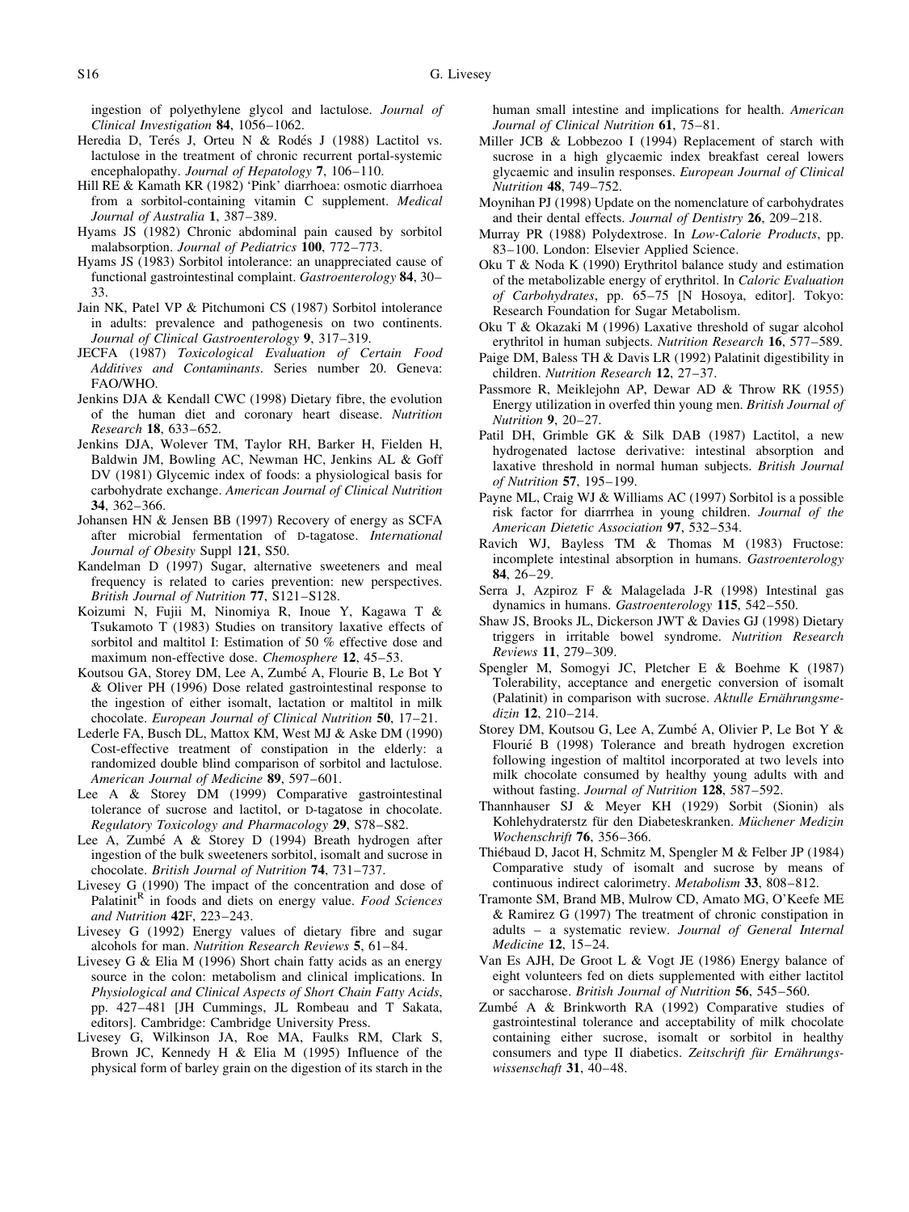ingestion of polyethylene glycol and lactulose. *Journal of Clinical Investigation* **84**, 1056–1062.

Heredia D, Terés J, Orteu N & Rodés J (1988) Lactitol vs. lactulose in the treatment of chronic recurrent portal-systemic encephalopathy. *Journal of Hepatology* **7**, 106–110.

Hill RE & Kamath KR (1982) 'Pink' diarrhoea: osmotic diarrhoea from a sorbitol-containing vitamin C supplement. *Medical Journal of Australia* **1**, 387–389.

Hyams JS (1982) Chronic abdominal pain caused by sorbitol malabsorption. *Journal of Pediatrics* **100**, 772–773.

Hyams JS (1983) Sorbitol intolerance: an unappreciated cause of functional gastrointestinal complaint. *Gastroenterology* **84**, 30–33.

Jain NK, Patel VP & Pitchumoni CS (1987) Sorbitol intolerance in adults: prevalence and pathogenesis on two continents. *Journal of Clinical Gastroenterology* **9**, 317–319.

JECFA (1987) *Toxicological Evaluation of Certain Food Additives and Contaminants*. Series number 20. Geneva: FAO/WHO.

Jenkins DJA & Kendall CWC (1998) Dietary fibre, the evolution of the human diet and coronary heart disease. *Nutrition Research* **18**, 633–652.

Jenkins DJA, Wolever TM, Taylor RH, Barker H, Fielden H, Baldwin JM, Bowling AC, Newman HC, Jenkins AL & Goff DV (1981) Glycemic index of foods: a physiological basis for carbohydrate exchange. *American Journal of Clinical Nutrition* **34**, 362–366.

Johansen HN & Jensen BB (1997) Recovery of energy as SCFA after microbial fermentation of D-tagatose. *International Journal of Obesity* Suppl 1**21**, S50.

Kandelman D (1997) Sugar, alternative sweeteners and meal frequency is related to caries prevention: new perspectives. *British Journal of Nutrition* **77**, S121–S128.

Koizumi N, Fujii M, Ninomiya R, Inoue Y, Kagawa T & Tsukamoto T (1983) Studies on transitory laxative effects of sorbitol and maltitol I: Estimation of 50 % effective dose and maximum non-effective dose. *Chemosphere* **12**, 45–53.

Koutsou GA, Storey DM, Lee A, Zumbé A, Flourie B, Le Bot Y & Oliver PH (1996) Dose related gastrointestinal response to the ingestion of either isomalt, lactation or maltitol in milk chocolate. *European Journal of Clinical Nutrition* **50**, 17–21.

Lederle FA, Busch DL, Mattox KM, West MJ & Aske DM (1990) Cost-effective treatment of constipation in the elderly: a randomized double blind comparison of sorbitol and lactulose. *American Journal of Medicine* **89**, 597–601.

Lee A & Storey DM (1999) Comparative gastrointestinal tolerance of sucrose and lactitol, or D-tagatose in chocolate. *Regulatory Toxicology and Pharmacology* **29**, S78–S82.

Lee A, Zumbé A & Storey D (1994) Breath hydrogen after ingestion of the bulk sweeteners sorbitol, isomalt and sucrose in chocolate. *British Journal of Nutrition* **74**, 731–737.

Livesey G (1990) The impact of the concentration and dose of Palatinit[R] in foods and diets on energy value. *Food Sciences and Nutrition* **42F**, 223–243.

Livesey G (1992) Energy values of dietary fibre and sugar alcohols for man. *Nutrition Research Reviews* **5**, 61–84.

Livesey G & Elia M (1996) Short chain fatty acids as an energy source in the colon: metabolism and clinical implications. In *Physiological and Clinical Aspects of Short Chain Fatty Acids*, pp. 427–481 [JH Cummings, JL Rombeau and T Sakata, editors]. Cambridge: Cambridge University Press.

Livesey G, Wilkinson JA, Roe MA, Faulks RM, Clark S, Brown JC, Kennedy H & Elia M (1995) Influence of the physical form of barley grain on the digestion of its starch in the human small intestine and implications for health. *American Journal of Clinical Nutrition* **61**, 75–81.

Miller JCB & Lobbezoo I (1994) Replacement of starch with sucrose in a high glycaemic index breakfast cereal lowers glycaemic and insulin responses. *European Journal of Clinical Nutrition* **48**, 749–752.

Moynihan PJ (1998) Update on the nomenclature of carbohydrates and their dental effects. *Journal of Dentistry* **26**, 209–218.

Murray PR (1988) Polydextrose. In *Low-Calorie Products*, pp. 83–100. London: Elsevier Applied Science.

Oku T & Noda K (1990) Erythritol balance study and estimation of the metabolizable energy of erythritol. In *Caloric Evaluation of Carbohydrates*, pp. 65–75 [N Hosoya, editor]. Tokyo: Research Foundation for Sugar Metabolism.

Oku T & Okazaki M (1996) Laxative threshold of sugar alcohol erythritol in human subjects. *Nutrition Research* **16**, 577–589.

Paige DM, Baless TH & Davis LR (1992) Palatinit digestibility in children. *Nutrition Research* **12**, 27–37.

Passmore R, Meiklejohn AP, Dewar AD & Throw RK (1955) Energy utilization in overfed thin young men. *British Journal of Nutrition* **9**, 20–27.

Patil DH, Grimble GK & Silk DAB (1987) Lactitol, a new hydrogenated lactose derivative: intestinal absorption and laxative threshold in normal human subjects. *British Journal of Nutrition* **57**, 195–199.

Payne ML, Craig WJ & Williams AC (1997) Sorbitol is a possible risk factor for diarrhea in young children. *Journal of the American Dietetic Association* **97**, 532–534.

Ravich WJ, Bayless TM & Thomas M (1983) Fructose: incomplete intestinal absorption in humans. *Gastroenterology* **84**, 26–29.

Serra J, Azpiroz F & Malagelada J-R (1998) Intestinal gas dynamics in humans. *Gastroenterology* **115**, 542–550.

Shaw JS, Brooks JL, Dickerson JWT & Davies GJ (1998) Dietary triggers in irritable bowel syndrome. *Nutrition Research Reviews* **11**, 279–309.

Spengler M, Somogyi JC, Pletcher E & Boehme K (1987) Tolerability, acceptance and energetic conversion of isomalt (Palatinit) in comparison with sucrose. *Aktulle Ernährungsmedizin* **12**, 210–214.

Storey DM, Koutsou G, Lee A, Zumbé A, Olivier P, Le Bot Y & Flourié B (1998) Tolerance and breath hydrogen excretion following ingestion of maltitol incorporated at two levels into milk chocolate consumed by healthy young adults with and without fasting. *Journal of Nutrition* **128**, 587–592.

Thannhauser SJ & Meyer KH (1929) Sorbit (Sionin) als Kohlehydraterstz für den Diabeteskranken. *Müchener Medizin Wochenschrift* **76**, 356–366.

Thiébaud D, Jacot H, Schmitz M, Spengler M & Felber JP (1984) Comparative study of isomalt and sucrose by means of continuous indirect calorimetry. *Metabolism* **33**, 808–812.

Tramonte SM, Brand MB, Mulrow CD, Amato MG, O'Keefe ME & Ramirez G (1997) The treatment of chronic constipation in adults – a systematic review. *Journal of General Internal Medicine* **12**, 15–24.

Van Es AJH, De Groot L & Vogt JE (1986) Energy balance of eight volunteers fed on diets supplemented with either lactitol or saccharose. *British Journal of Nutrition* **56**, 545–560.

Zumbé A & Brinkworth RA (1992) Comparative studies of gastrointestinal tolerance and acceptability of milk chocolate containing either sucrose, isomalt or sorbitol in healthy consumers and type II diabetics. *Zeitschrift für Ernährungswissenschaft* **31**, 40–48.